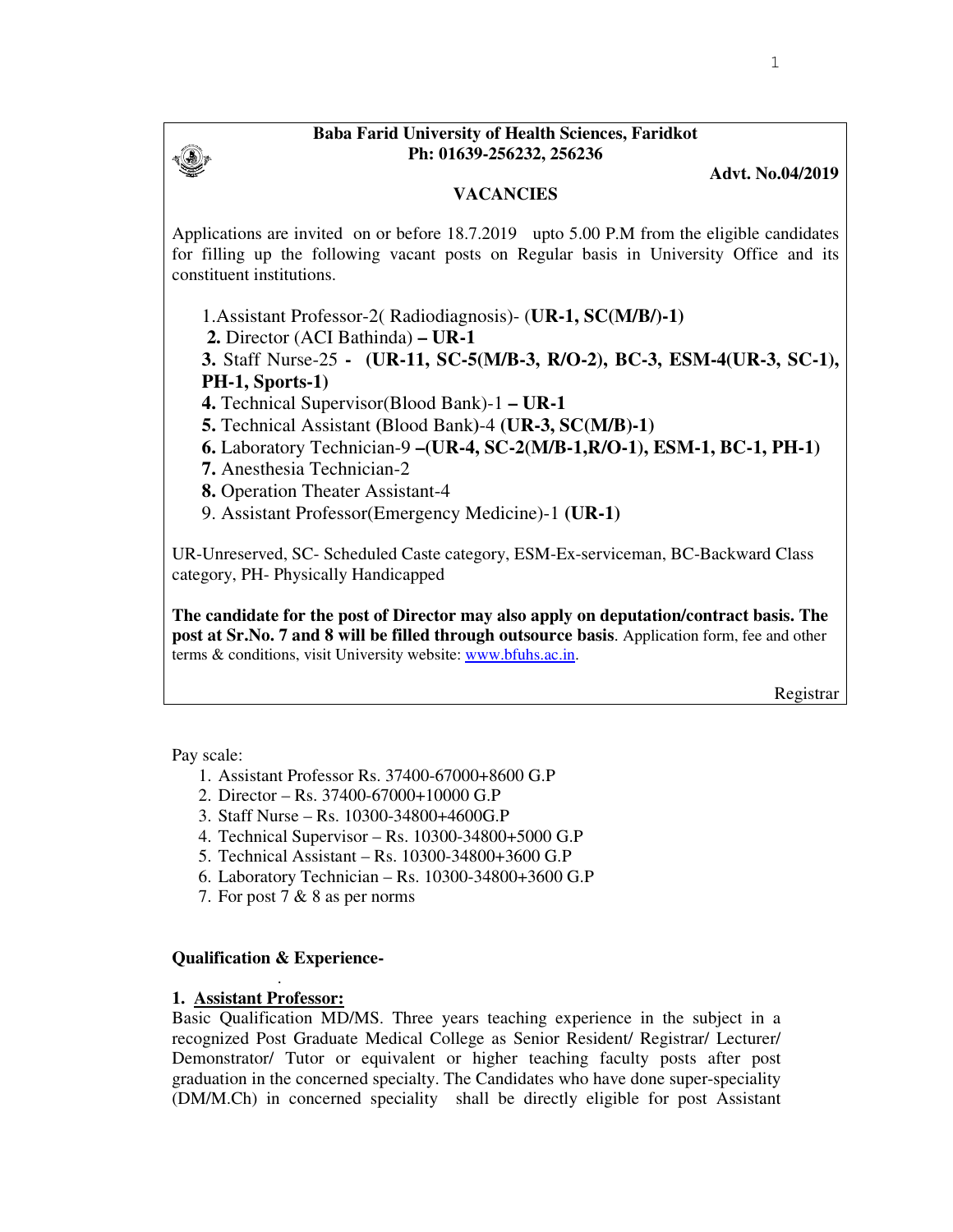**Baba Farid University of Health Sciences, Faridkot**
**Ph: 01639-256232, 256236**

**Advt. No.04/2019**

## VACANCIES

Applications are invited on or before 18.7.2019 upto 5.00 P.M from the eligible candidates for filling up the following vacant posts on Regular basis in University Office and its constituent institutions.

1. Assistant Professor-2( Radiodiagnosis)- **(UR-1, SC(M/B/)-1)**
2. Director (ACI Bathinda) **– UR-1**
3. Staff Nurse-25 **- (UR-11, SC-5(M/B-3, R/O-2), BC-3, ESM-4(UR-3, SC-1), PH-1, Sports-1)**
4. Technical Supervisor(Blood Bank)-1 **– UR-1**
5. Technical Assistant (Blood Bank)-4 **(UR-3, SC(M/B)-1)**
6. Laboratory Technician-9 **–(UR-4, SC-2(M/B-1,R/O-1), ESM-1, BC-1, PH-1)**
7. Anesthesia Technician-2
8. Operation Theater Assistant-4
9. Assistant Professor(Emergency Medicine)-1 **(UR-1)**

UR-Unreserved, SC- Scheduled Caste category, ESM-Ex-serviceman, BC-Backward Class category, PH- Physically Handicapped

**The candidate for the post of Director may also apply on deputation/contract basis. The post at Sr.No. 7 and 8 will be filled through outsource basis**. Application form, fee and other terms & conditions, visit University website: www.bfuhs.ac.in.

Registrar

Pay scale:

1. Assistant Professor Rs. 37400-67000+8600 G.P
2. Director – Rs. 37400-67000+10000 G.P
3. Staff Nurse – Rs. 10300-34800+4600G.P
4. Technical Supervisor – Rs. 10300-34800+5000 G.P
5. Technical Assistant – Rs. 10300-34800+3600 G.P
6. Laboratory Technician – Rs. 10300-34800+3600 G.P
7. For post 7 & 8 as per norms

**Qualification & Experience-**

**1. Assistant Professor:**

Basic Qualification MD/MS. Three years teaching experience in the subject in a recognized Post Graduate Medical College as Senior Resident/ Registrar/ Lecturer/ Demonstrator/ Tutor or equivalent or higher teaching faculty posts after post graduation in the concerned specialty. The Candidates who have done super-speciality (DM/M.Ch) in concerned speciality shall be directly eligible for post Assistant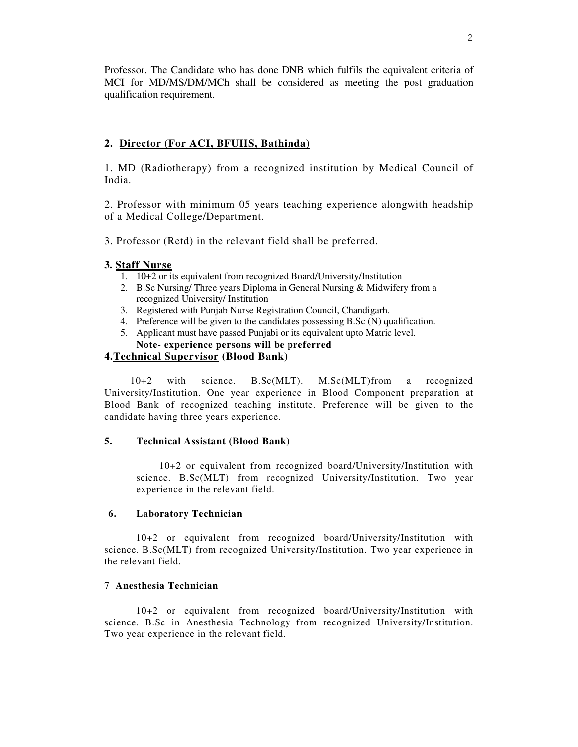Professor. The Candidate who has done DNB which fulfils the equivalent criteria of MCI for MD/MS/DM/MCh shall be considered as meeting the post graduation qualification requirement.

## 2. Director (For ACI, BFUHS, Bathinda)

1. MD (Radiotherapy) from a recognized institution by Medical Council of India.

2. Professor with minimum 05 years teaching experience alongwith headship of a Medical College/Department.

3. Professor (Retd) in the relevant field shall be preferred.

## 3. Staff Nurse

1. 10+2 or its equivalent from recognized Board/University/Institution
2. B.Sc Nursing/ Three years Diploma in General Nursing & Midwifery from a recognized University/ Institution
3. Registered with Punjab Nurse Registration Council, Chandigarh.
4. Preference will be given to the candidates possessing B.Sc (N) qualification.
5. Applicant must have passed Punjabi or its equivalent upto Matric level.

**Note- experience persons will be preferred**

## 4. Technical Supervisor (Blood Bank)

10+2 with science. B.Sc(MLT). M.Sc(MLT)from a recognized University/Institution. One year experience in Blood Component preparation at Blood Bank of recognized teaching institute. Preference will be given to the candidate having three years experience.

## 5. Technical Assistant (Blood Bank)

10+2 or equivalent from recognized board/University/Institution with science. B.Sc(MLT) from recognized University/Institution. Two year experience in the relevant field.

## 6. Laboratory Technician

10+2 or equivalent from recognized board/University/Institution with science. B.Sc(MLT) from recognized University/Institution. Two year experience in the relevant field.

## 7 Anesthesia Technician

10+2 or equivalent from recognized board/University/Institution with science. B.Sc in Anesthesia Technology from recognized University/Institution. Two year experience in the relevant field.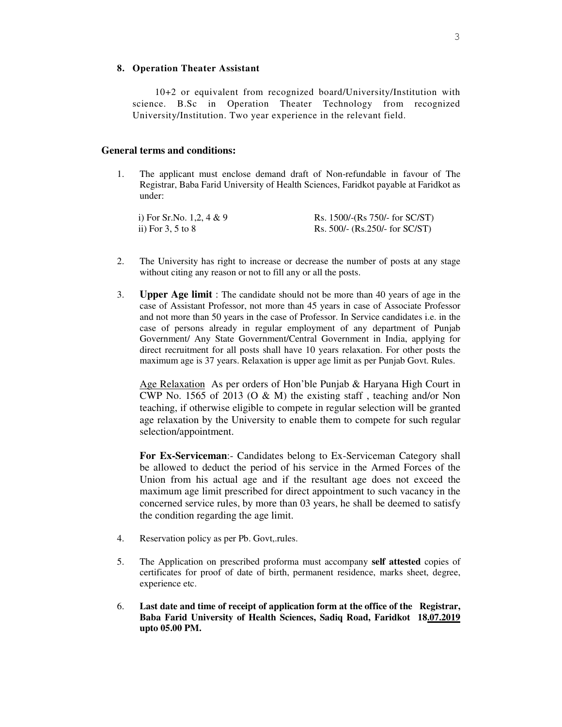**8. Operation Theater Assistant**

10+2 or equivalent from recognized board/University/Institution with science. B.Sc in Operation Theater Technology from recognized University/Institution. Two year experience in the relevant field.

**General terms and conditions:**

1. The applicant must enclose demand draft of Non-refundable in favour of The Registrar, Baba Farid University of Health Sciences, Faridkot payable at Faridkot as under:

| | |
|---|---|
| i) For Sr.No. 1,2, 4 & 9 | Rs. 1500/-(Rs 750/- for SC/ST) |
| ii) For 3, 5 to 8 | Rs. 500/- (Rs.250/- for SC/ST) |

2. The University has right to increase or decrease the number of posts at any stage without citing any reason or not to fill any or all the posts.

3. **Upper Age limit** : The candidate should not be more than 40 years of age in the case of Assistant Professor, not more than 45 years in case of Associate Professor and not more than 50 years in the case of Professor. In Service candidates i.e. in the case of persons already in regular employment of any department of Punjab Government/ Any State Government/Central Government in India, applying for direct recruitment for all posts shall have 10 years relaxation. For other posts the maximum age is 37 years. Relaxation is upper age limit as per Punjab Govt. Rules.

   Age Relaxation As per orders of Hon'ble Punjab & Haryana High Court in CWP No. 1565 of 2013 (O & M) the existing staff , teaching and/or Non teaching, if otherwise eligible to compete in regular selection will be granted age relaxation by the University to enable them to compete for such regular selection/appointment.

   **For Ex-Serviceman**:- Candidates belong to Ex-Serviceman Category shall be allowed to deduct the period of his service in the Armed Forces of the Union from his actual age and if the resultant age does not exceed the maximum age limit prescribed for direct appointment to such vacancy in the concerned service rules, by more than 03 years, he shall be deemed to satisfy the condition regarding the age limit.

4. Reservation policy as per Pb. Govt,.rules.

5. The Application on prescribed proforma must accompany **self attested** copies of certificates for proof of date of birth, permanent residence, marks sheet, degree, experience etc.

6. **Last date and time of receipt of application form at the office of the Registrar, Baba Farid University of Health Sciences, Sadiq Road, Faridkot 18.07.2019 upto 05.00 PM.**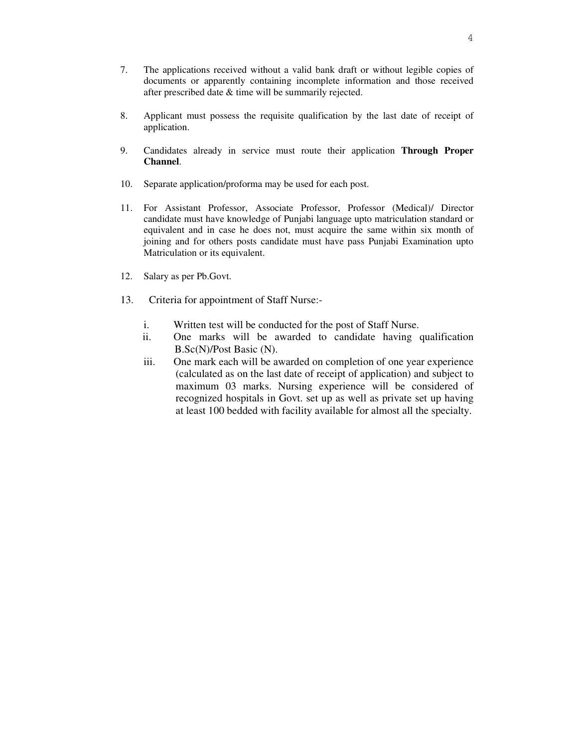7. The applications received without a valid bank draft or without legible copies of documents or apparently containing incomplete information and those received after prescribed date & time will be summarily rejected.

8. Applicant must possess the requisite qualification by the last date of receipt of application.

9. Candidates already in service must route their application **Through Proper Channel**.

10. Separate application/proforma may be used for each post.

11. For Assistant Professor, Associate Professor, Professor (Medical)/ Director candidate must have knowledge of Punjabi language upto matriculation standard or equivalent and in case he does not, must acquire the same within six month of joining and for others posts candidate must have pass Punjabi Examination upto Matriculation or its equivalent.

12. Salary as per Pb.Govt.

13. Criteria for appointment of Staff Nurse:-

    i. Written test will be conducted for the post of Staff Nurse.
    
    ii. One marks will be awarded to candidate having qualification B.Sc(N)/Post Basic (N).
    
    iii. One mark each will be awarded on completion of one year experience (calculated as on the last date of receipt of application) and subject to maximum 03 marks. Nursing experience will be considered of recognized hospitals in Govt. set up as well as private set up having at least 100 bedded with facility available for almost all the specialty.